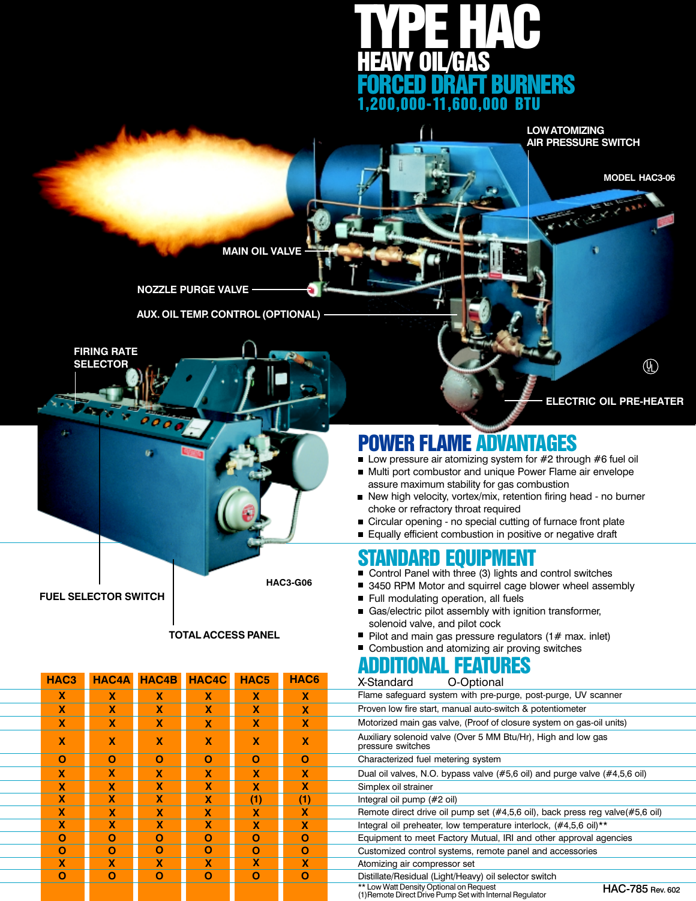# TYPE HAC

## HEAVY OIL/GAS FORCED DRAFT BURNERS

### 1,200,000-11,600,000 BTU

LOW ATOMIZING AIR PRESSURE SWITCH

MODEL HAC3-06

MAIN OIL VALVE

NOZZLE PURGE VALVE

AUX. OIL TEMP. CONTROL (OPTIONAL)

FIRING RATE SELECTOR

ELECTRIC OIL PRE-HEATER

HAC3-G06

FUEL SELECTOR SWITCH

TOTAL ACCESS PANEL

## POWER FLAME ADVANTAGES

- Low pressure air atomizing system for #2 through #6 fuel oil
- Multi port combustor and unique Power Flame air envelope assure maximum stability for gas combustion
- New high velocity, vortex/mix, retention firing head - no burner choke or refractory throat required
- Circular opening - no special cutting of furnace front plate
- Equally efficient combustion in positive or negative draft

## STANDARD EQUIPMENT

- Control Panel with three (3) lights and control switches
- 3450 RPM Motor and squirrel cage blower wheel assembly
- Full modulating operation, all fuels
- Gas/electric pilot assembly with ignition transformer, solenoid valve, and pilot cock
- Pilot and main gas pressure regulators (1# max. inlet)
- Combustion and atomizing air proving switches

## ADDITIONAL FEATURES

X-Standard O-Optional

| HAC3 | HAC4A | HAC4B | HAC4C | HAC5 | HAC6 | |
|---|---|---|---|---|---|---|
| X | X | X | X | X | X | Flame safeguard system with pre-purge, post-purge, UV scanner |
| X | X | X | X | X | X | Proven low fire start, manual auto-switch & potentiometer |
| X | X | X | X | X | X | Motorized main gas valve, (Proof of closure system on gas-oil units) |
| X | X | X | X | X | X | Auxiliary solenoid valve (Over 5 MM Btu/Hr), High and low gas pressure switches |
| O | O | O | O | O | O | Characterized fuel metering system |
| X | X | X | X | X | X | Dual oil valves, N.O. bypass valve (#5,6 oil) and purge valve (#4,5,6 oil) |
| X | X | X | X | X | X | Simplex oil strainer |
| X | X | X | X | (1) | (1) | Integral oil pump (#2 oil) |
| X | X | X | X | X | X | Remote direct drive oil pump set (#4,5,6 oil), back press reg valve(#5,6 oil) |
| X | X | X | X | X | X | Integral oil preheater, low temperature interlock, (#4,5,6 oil)** |
| O | O | O | O | O | O | Equipment to meet Factory Mutual, IRI and other approval agencies |
| O | O | O | O | O | O | Customized control systems, remote panel and accessories |
| X | X | X | X | X | X | Atomizing air compressor set |
| O | O | O | O | O | O | Distillate/Residual (Light/Heavy) oil selector switch |

** Low Watt Density Optional on Request
(1) Remote Direct Drive Pump Set with Internal Regulator

HAC-785 Rev. 602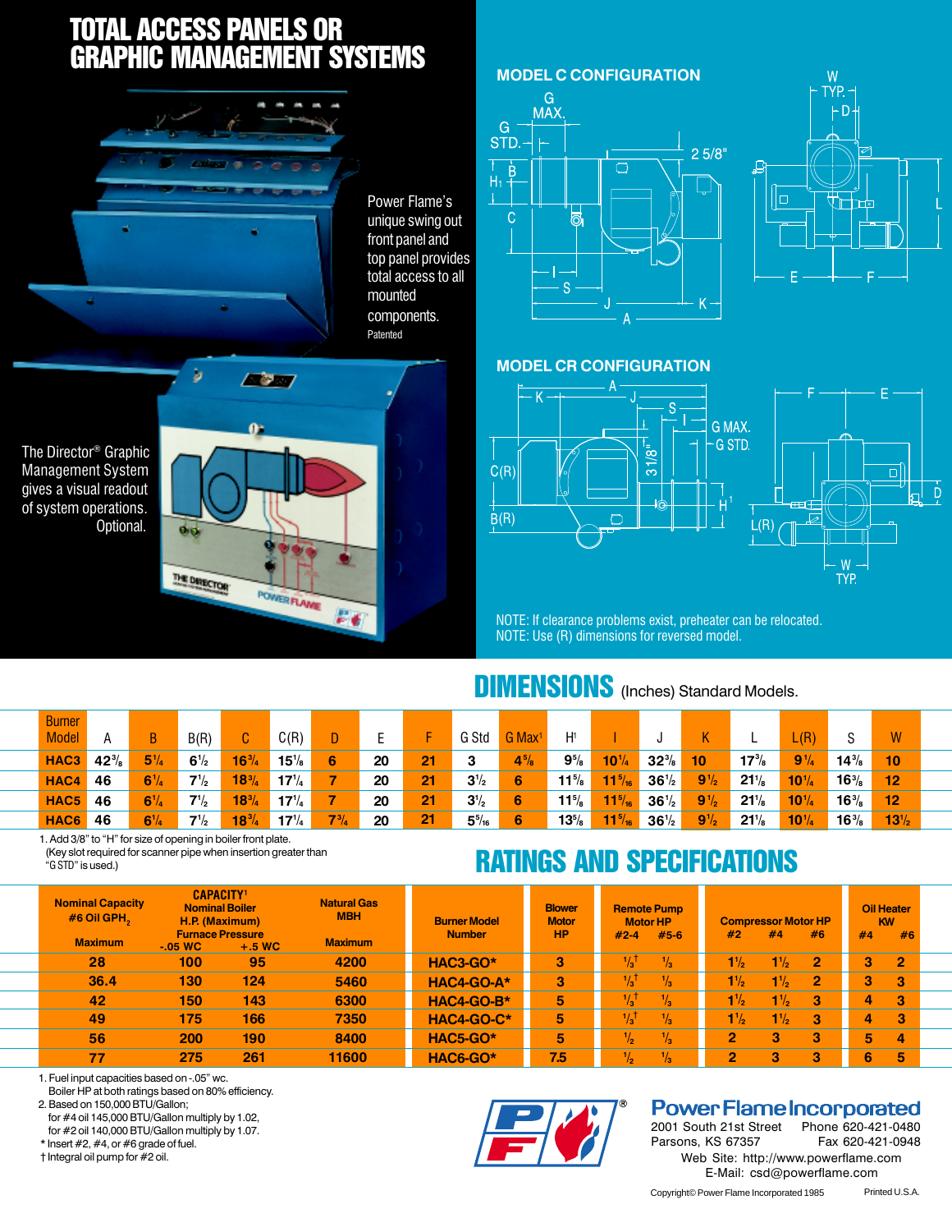# TOTAL ACCESS PANELS OR GRAPHIC MANAGEMENT SYSTEMS

Power Flame's unique swing out front panel and top panel provides total access to all mounted components.
Patented

The Director® Graphic Management System gives a visual readout of system operations.
Optional.

## MODEL C CONFIGURATION

G MAX.
G STD.
H1
B
C
I
S
J
A
K
2 5/8"
W TYP.
D
L
E
F

## MODEL CR CONFIGURATION

K
A
J
S
I
G MAX.
G STD.
C(R)
B(R)
31/8"
H1
F
E
D
L(R)
W TYP.

NOTE: If clearance problems exist, preheater can be relocated.
NOTE: Use (R) dimensions for reversed model.

## DIMENSIONS (Inches) Standard Models.

| Burner Model | A | B | B(R) | C | C(R) | D | E | F | G Std | G Max[1] | H[1] | I | J | K | L | L(R) | S | W |
|---|---|---|---|---|---|---|---|---|---|---|---|---|---|---|---|---|---|---|
| HAC3 | 42 3/8 | 5 1/4 | 6 1/2 | 16 3/4 | 15 1/8 | 6 | 20 | 21 | 3 | 4 5/8 | 9 5/8 | 10 1/4 | 32 3/8 | 10 | 17 3/8 | 9 1/4 | 14 3/8 | 10 |
| HAC4 | 46 | 6 1/4 | 7 1/2 | 18 3/4 | 17 1/4 | 7 | 20 | 21 | 3 1/2 | 6 | 11 5/8 | 11 5/16 | 36 1/2 | 9 1/2 | 21 1/8 | 10 1/4 | 16 3/8 | 12 |
| HAC5 | 46 | 6 1/4 | 7 1/2 | 18 3/4 | 17 1/4 | 7 | 20 | 21 | 3 1/2 | 6 | 11 5/8 | 11 5/16 | 36 1/2 | 9 1/2 | 21 1/8 | 10 1/4 | 16 3/8 | 12 |
| HAC6 | 46 | 6 1/4 | 7 1/2 | 18 3/4 | 17 1/4 | 7 3/4 | 20 | 21 | 5 5/16 | 6 | 13 5/8 | 11 5/16 | 36 1/2 | 9 1/2 | 21 1/8 | 10 1/4 | 16 3/8 | 13 1/2 |

1. Add 3/8" to "H" for size of opening in boiler front plate. (Key slot required for scanner pipe when insertion greater than "G STD" is used.)

## RATINGS AND SPECIFICATIONS

| Nominal Capacity #6 Oil GPH[2] Maximum | CAPACITY[1] Nominal Boiler H.P. (Maximum) Furnace Pressure -.05 WC | +.5 WC | Natural Gas MBH Maximum | Burner Model Number | Blower Motor HP | Remote Pump Motor HP #2-4 | #5-6 | Compressor Motor HP #2 | #4 | #6 | Oil Heater KW #4 | #6 |
|---|---|---|---|---|---|---|---|---|---|---|---|---|
| 28 | 100 | 95 | 4200 | HAC3-GO* | 3 | 1/3† | 1/3 | 1 1/2 | 1 1/2 | 2 | 3 | 2 |
| 36.4 | 130 | 124 | 5460 | HAC4-GO-A* | 3 | 1/3† | 1/3 | 1 1/2 | 1 1/2 | 2 | 3 | 3 |
| 42 | 150 | 143 | 6300 | HAC4-GO-B* | 5 | 1/3† | 1/3 | 1 1/2 | 1 1/2 | 3 | 4 | 3 |
| 49 | 175 | 166 | 7350 | HAC4-GO-C* | 5 | 1/3† | 1/3 | 1 1/2 | 1 1/2 | 3 | 4 | 3 |
| 56 | 200 | 190 | 8400 | HAC5-GO* | 5 | 1/2 | 1/3 | 2 | 3 | 3 | 5 | 4 |
| 77 | 275 | 261 | 11600 | HAC6-GO* | 7.5 | 1/2 | 1/3 | 2 | 3 | 3 | 6 | 5 |

1. Fuel input capacities based on -.05" wc.
Boiler HP at both ratings based on 80% efficiency.
2. Based on 150,000 BTU/Gallon;
for #4 oil 145,000 BTU/Gallon multiply by 1.02,
for #2 oil 140,000 BTU/Gallon multiply by 1.07.
* Insert #2, #4, or #6 grade of fuel.
† Integral oil pump for #2 oil.

**Power Flame Incorporated**
2001 South 21st Street Parsons, KS 67357
Phone 620-421-0480
Fax 620-421-0948
Web Site: http://www.powerflame.com
E-Mail: csd@powerflame.com

Copyright© Power Flame Incorporated 1985
Printed U.S.A.